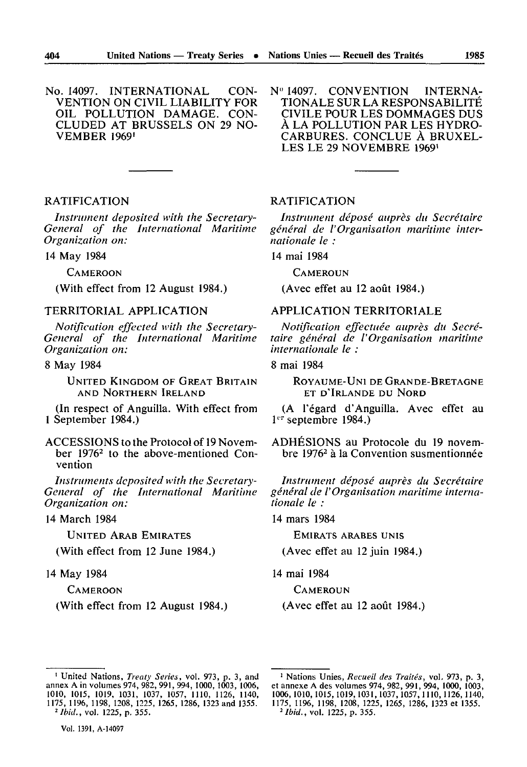No. 14097. INTERNATIONAL CONVENTION ON CIVIL LIABILITY FOR OIL POLLUTION DAMAGE. CONCLUDED AT BRUSSELS ON 29 NOVEMBER 1969[1]

RATIFICATION

*Instrument deposited with the Secretary-General of the International Maritime Organization on:*

14 May 1984

CAMEROON

(With effect from 12 August 1984.)

TERRITORIAL APPLICATION

*Notification effected with the Secretary-General of the International Maritime Organization on:*

8 May 1984

UNITED KINGDOM OF GREAT BRITAIN AND NORTHERN IRELAND

(In respect of Anguilla. With effect from 1 September 1984.)

ACCESSIONS to the Protocol of 19 November 1976[2] to the above-mentioned Convention

*Instruments deposited with the Secretary-General of the International Maritime Organization on:*

14 March 1984

UNITED ARAB EMIRATES

(With effect from 12 June 1984.)

14 May 1984

CAMEROON

(With effect from 12 August 1984.)

[1] United Nations, *Treaty Series*, vol. 973, p. 3, and annex A in volumes 974, 982, 991, 994, 1000, 1003, 1006, 1010, 1015, 1019, 1031, 1037, 1057, 1110, 1126, 1140, 1175, 1196, 1198, 1208, 1225, 1265, 1286, 1323 and 1355.

[2] *Ibid.*, vol. 1225, p. 355.

N° 14097. CONVENTION INTERNATIONALE SUR LA RESPONSABILITÉ CIVILE POUR LES DOMMAGES DUS À LA POLLUTION PAR LES HYDROCARBURES. CONCLUE À BRUXELLES LE 29 NOVEMBRE 1969[1]

RATIFICATION

*Instrument déposé auprès du Secrétaire général de l'Organisation maritime internationale le :*

14 mai 1984

CAMEROUN

(Avec effet au 12 août 1984.)

APPLICATION TERRITORIALE

*Notification effectuée auprès du Secrétaire général de l'Organisation maritime internationale le :*

8 mai 1984

ROYAUME-UNI DE GRANDE-BRETAGNE ET D'IRLANDE DU NORD

(A l'égard d'Anguilla. Avec effet au 1er septembre 1984.)

ADHÉSIONS au Protocole du 19 novembre 1976[2] à la Convention susmentionnée

*Instrument déposé auprès du Secrétaire général de l'Organisation maritime internationale le :*

14 mars 1984

EMIRATS ARABES UNIS

(Avec effet au 12 juin 1984.)

14 mai 1984

CAMEROUN

(Avec effet au 12 août 1984.)

[1] Nations Unies, *Recueil des Traités*, vol. 973, p. 3, et annexe A des volumes 974, 982, 991, 994, 1000, 1003, 1006, 1010, 1015, 1019, 1031, 1037, 1057, 1110, 1126, 1140, 1175, 1196, 1198, 1208, 1225, 1265, 1286, 1323 et 1355.

[2] *Ibid.*, vol. 1225, p. 355.

Vol. 1391, A-14097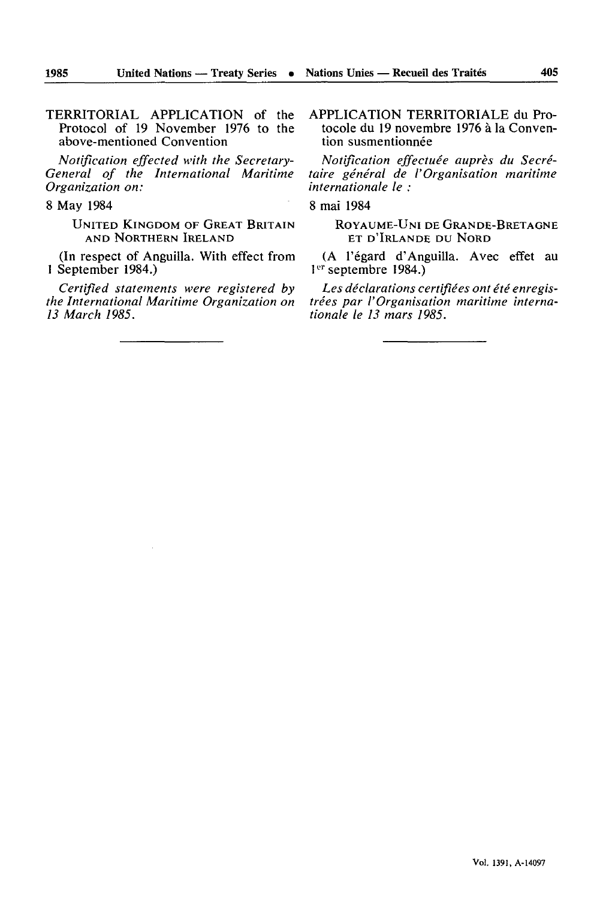TERRITORIAL APPLICATION of the Protocol of 19 November 1976 to the above-mentioned Convention

*Notification effected with the Secretary-General of the International Maritime Organization on:*

8 May 1984

UNITED KINGDOM OF GREAT BRITAIN AND NORTHERN IRELAND

(In respect of Anguilla. With effect from 1 September 1984.)

*Certified statements were registered by the International Maritime Organization on 13 March 1985.*

---

APPLICATION TERRITORIALE du Protocole du 19 novembre 1976 à la Convention susmentionnée

*Notification effectuée auprès du Secrétaire général de l'Organisation maritime internationale le :*

8 mai 1984

ROYAUME-UNI DE GRANDE-BRETAGNE ET D'IRLANDE DU NORD

(A l'égard d'Anguilla. Avec effet au 1[er] septembre 1984.)

*Les déclarations certifiées ont été enregistrées par l'Organisation maritime internationale le 13 mars 1985.*

---